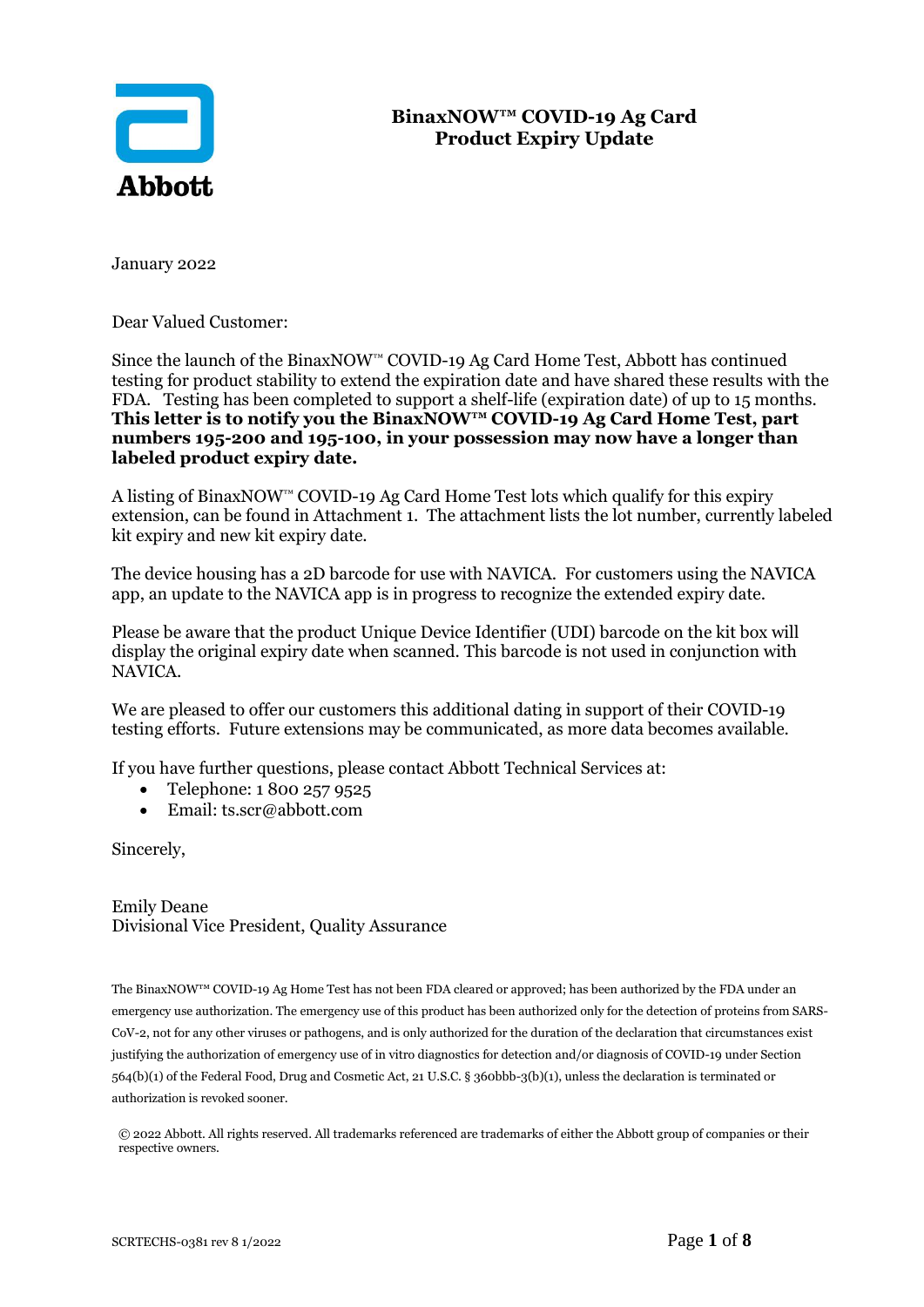Abbott

# BinaxNOW™ COVID-19 Ag Card Product Expiry Update

January 2022

Dear Valued Customer:

Since the launch of the BinaxNOW™ COVID-19 Ag Card Home Test, Abbott has continued testing for product stability to extend the expiration date and have shared these results with the FDA. Testing has been completed to support a shelf-life (expiration date) of up to 15 months. **This letter is to notify you the BinaxNOW™ COVID-19 Ag Card Home Test, part numbers 195-200 and 195-100, in your possession may now have a longer than labeled product expiry date.**

A listing of BinaxNOW™ COVID-19 Ag Card Home Test lots which qualify for this expiry extension, can be found in Attachment 1. The attachment lists the lot number, currently labeled kit expiry and new kit expiry date.

The device housing has a 2D barcode for use with NAVICA. For customers using the NAVICA app, an update to the NAVICA app is in progress to recognize the extended expiry date.

Please be aware that the product Unique Device Identifier (UDI) barcode on the kit box will display the original expiry date when scanned. This barcode is not used in conjunction with NAVICA.

We are pleased to offer our customers this additional dating in support of their COVID-19 testing efforts. Future extensions may be communicated, as more data becomes available.

If you have further questions, please contact Abbott Technical Services at:

- Telephone: 1 800 257 9525
- Email: ts.scr@abbott.com

Sincerely,

Emily Deane
Divisional Vice President, Quality Assurance

The BinaxNOW™ COVID-19 Ag Home Test has not been FDA cleared or approved; has been authorized by the FDA under an emergency use authorization. The emergency use of this product has been authorized only for the detection of proteins from SARS-CoV-2, not for any other viruses or pathogens, and is only authorized for the duration of the declaration that circumstances exist justifying the authorization of emergency use of in vitro diagnostics for detection and/or diagnosis of COVID-19 under Section 564(b)(1) of the Federal Food, Drug and Cosmetic Act, 21 U.S.C. § 360bbb-3(b)(1), unless the declaration is terminated or authorization is revoked sooner.

© 2022 Abbott. All rights reserved. All trademarks referenced are trademarks of either the Abbott group of companies or their respective owners.

SCRTECHS-0381 rev 8 1/2022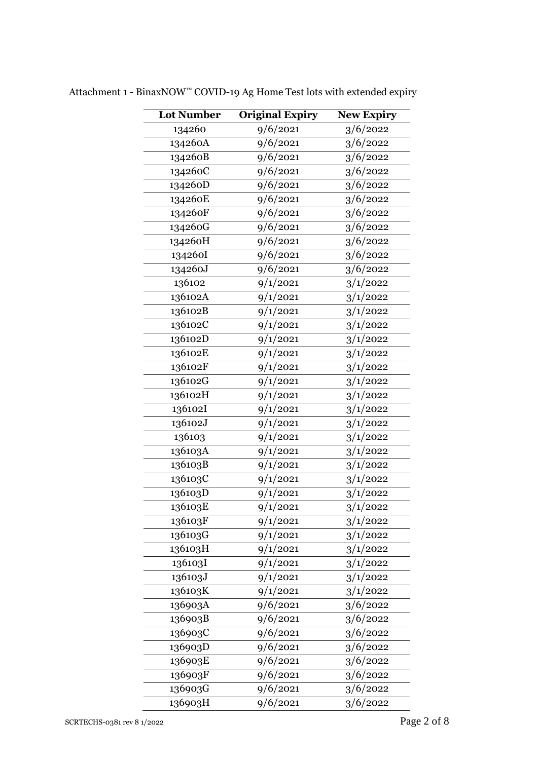Attachment 1 - BinaxNOW™ COVID-19 Ag Home Test lots with extended expiry

| **Lot Number** | **Original Expiry** | **New Expiry** |
|---|---|---|
| 134260 | 9/6/2021 | 3/6/2022 |
| 134260A | 9/6/2021 | 3/6/2022 |
| 134260B | 9/6/2021 | 3/6/2022 |
| 134260C | 9/6/2021 | 3/6/2022 |
| 134260D | 9/6/2021 | 3/6/2022 |
| 134260E | 9/6/2021 | 3/6/2022 |
| 134260F | 9/6/2021 | 3/6/2022 |
| 134260G | 9/6/2021 | 3/6/2022 |
| 134260H | 9/6/2021 | 3/6/2022 |
| 134260I | 9/6/2021 | 3/6/2022 |
| 134260J | 9/6/2021 | 3/6/2022 |
| 136102 | 9/1/2021 | 3/1/2022 |
| 136102A | 9/1/2021 | 3/1/2022 |
| 136102B | 9/1/2021 | 3/1/2022 |
| 136102C | 9/1/2021 | 3/1/2022 |
| 136102D | 9/1/2021 | 3/1/2022 |
| 136102E | 9/1/2021 | 3/1/2022 |
| 136102F | 9/1/2021 | 3/1/2022 |
| 136102G | 9/1/2021 | 3/1/2022 |
| 136102H | 9/1/2021 | 3/1/2022 |
| 136102I | 9/1/2021 | 3/1/2022 |
| 136102J | 9/1/2021 | 3/1/2022 |
| 136103 | 9/1/2021 | 3/1/2022 |
| 136103A | 9/1/2021 | 3/1/2022 |
| 136103B | 9/1/2021 | 3/1/2022 |
| 136103C | 9/1/2021 | 3/1/2022 |
| 136103D | 9/1/2021 | 3/1/2022 |
| 136103E | 9/1/2021 | 3/1/2022 |
| 136103F | 9/1/2021 | 3/1/2022 |
| 136103G | 9/1/2021 | 3/1/2022 |
| 136103H | 9/1/2021 | 3/1/2022 |
| 136103I | 9/1/2021 | 3/1/2022 |
| 136103J | 9/1/2021 | 3/1/2022 |
| 136103K | 9/1/2021 | 3/1/2022 |
| 136903A | 9/6/2021 | 3/6/2022 |
| 136903B | 9/6/2021 | 3/6/2022 |
| 136903C | 9/6/2021 | 3/6/2022 |
| 136903D | 9/6/2021 | 3/6/2022 |
| 136903E | 9/6/2021 | 3/6/2022 |
| 136903F | 9/6/2021 | 3/6/2022 |
| 136903G | 9/6/2021 | 3/6/2022 |
| 136903H | 9/6/2021 | 3/6/2022 |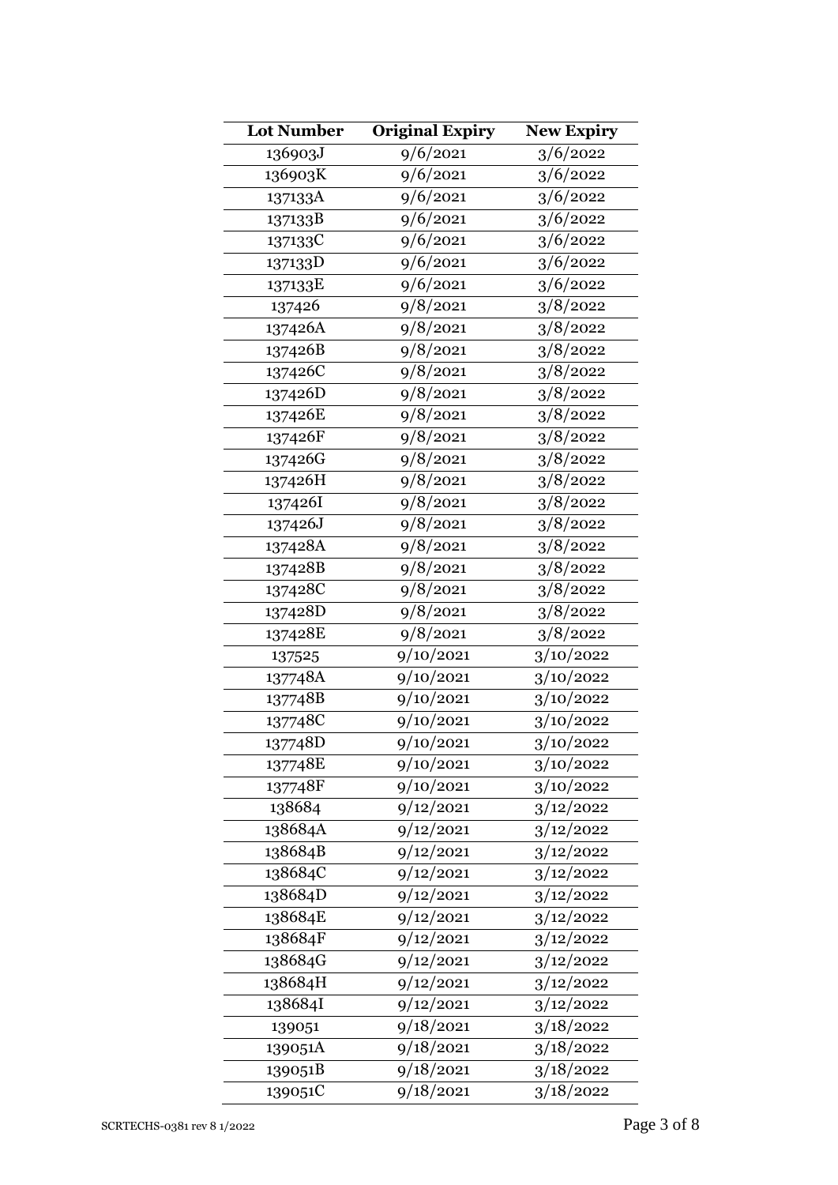| Lot Number | Original Expiry | New Expiry |
|---|---|---|
| 136903J | 9/6/2021 | 3/6/2022 |
| 136903K | 9/6/2021 | 3/6/2022 |
| 137133A | 9/6/2021 | 3/6/2022 |
| 137133B | 9/6/2021 | 3/6/2022 |
| 137133C | 9/6/2021 | 3/6/2022 |
| 137133D | 9/6/2021 | 3/6/2022 |
| 137133E | 9/6/2021 | 3/6/2022 |
| 137426 | 9/8/2021 | 3/8/2022 |
| 137426A | 9/8/2021 | 3/8/2022 |
| 137426B | 9/8/2021 | 3/8/2022 |
| 137426C | 9/8/2021 | 3/8/2022 |
| 137426D | 9/8/2021 | 3/8/2022 |
| 137426E | 9/8/2021 | 3/8/2022 |
| 137426F | 9/8/2021 | 3/8/2022 |
| 137426G | 9/8/2021 | 3/8/2022 |
| 137426H | 9/8/2021 | 3/8/2022 |
| 137426I | 9/8/2021 | 3/8/2022 |
| 137426J | 9/8/2021 | 3/8/2022 |
| 137428A | 9/8/2021 | 3/8/2022 |
| 137428B | 9/8/2021 | 3/8/2022 |
| 137428C | 9/8/2021 | 3/8/2022 |
| 137428D | 9/8/2021 | 3/8/2022 |
| 137428E | 9/8/2021 | 3/8/2022 |
| 137525 | 9/10/2021 | 3/10/2022 |
| 137748A | 9/10/2021 | 3/10/2022 |
| 137748B | 9/10/2021 | 3/10/2022 |
| 137748C | 9/10/2021 | 3/10/2022 |
| 137748D | 9/10/2021 | 3/10/2022 |
| 137748E | 9/10/2021 | 3/10/2022 |
| 137748F | 9/10/2021 | 3/10/2022 |
| 138684 | 9/12/2021 | 3/12/2022 |
| 138684A | 9/12/2021 | 3/12/2022 |
| 138684B | 9/12/2021 | 3/12/2022 |
| 138684C | 9/12/2021 | 3/12/2022 |
| 138684D | 9/12/2021 | 3/12/2022 |
| 138684E | 9/12/2021 | 3/12/2022 |
| 138684F | 9/12/2021 | 3/12/2022 |
| 138684G | 9/12/2021 | 3/12/2022 |
| 138684H | 9/12/2021 | 3/12/2022 |
| 138684I | 9/12/2021 | 3/12/2022 |
| 139051 | 9/18/2021 | 3/18/2022 |
| 139051A | 9/18/2021 | 3/18/2022 |
| 139051B | 9/18/2021 | 3/18/2022 |
| 139051C | 9/18/2021 | 3/18/2022 |

SCRTECHS-0381 rev 8 1/2022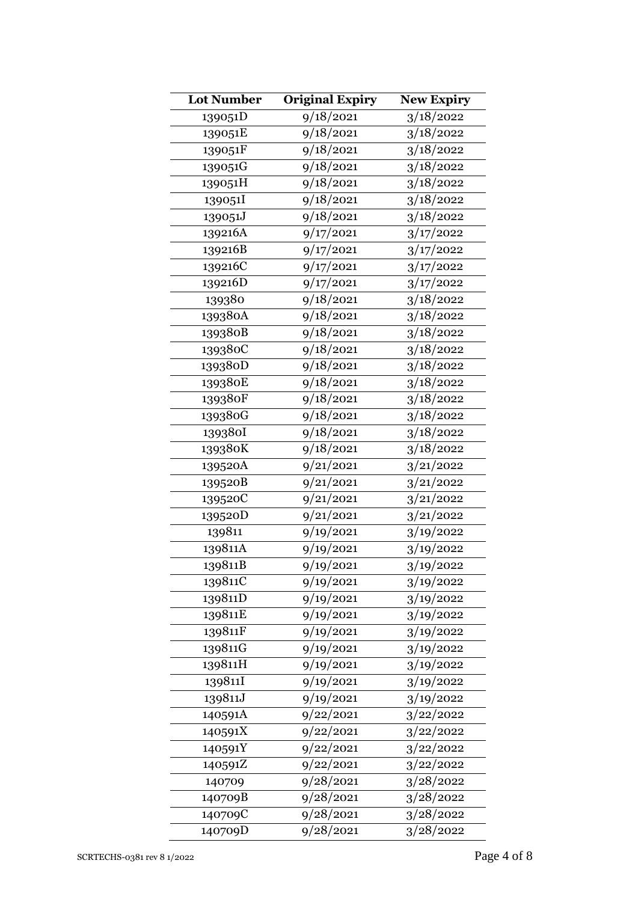| Lot Number | Original Expiry | New Expiry |
|---|---|---|
| 139051D | 9/18/2021 | 3/18/2022 |
| 139051E | 9/18/2021 | 3/18/2022 |
| 139051F | 9/18/2021 | 3/18/2022 |
| 139051G | 9/18/2021 | 3/18/2022 |
| 139051H | 9/18/2021 | 3/18/2022 |
| 139051I | 9/18/2021 | 3/18/2022 |
| 139051J | 9/18/2021 | 3/18/2022 |
| 139216A | 9/17/2021 | 3/17/2022 |
| 139216B | 9/17/2021 | 3/17/2022 |
| 139216C | 9/17/2021 | 3/17/2022 |
| 139216D | 9/17/2021 | 3/17/2022 |
| 139380 | 9/18/2021 | 3/18/2022 |
| 139380A | 9/18/2021 | 3/18/2022 |
| 139380B | 9/18/2021 | 3/18/2022 |
| 139380C | 9/18/2021 | 3/18/2022 |
| 139380D | 9/18/2021 | 3/18/2022 |
| 139380E | 9/18/2021 | 3/18/2022 |
| 139380F | 9/18/2021 | 3/18/2022 |
| 139380G | 9/18/2021 | 3/18/2022 |
| 139380I | 9/18/2021 | 3/18/2022 |
| 139380K | 9/18/2021 | 3/18/2022 |
| 139520A | 9/21/2021 | 3/21/2022 |
| 139520B | 9/21/2021 | 3/21/2022 |
| 139520C | 9/21/2021 | 3/21/2022 |
| 139520D | 9/21/2021 | 3/21/2022 |
| 139811 | 9/19/2021 | 3/19/2022 |
| 139811A | 9/19/2021 | 3/19/2022 |
| 139811B | 9/19/2021 | 3/19/2022 |
| 139811C | 9/19/2021 | 3/19/2022 |
| 139811D | 9/19/2021 | 3/19/2022 |
| 139811E | 9/19/2021 | 3/19/2022 |
| 139811F | 9/19/2021 | 3/19/2022 |
| 139811G | 9/19/2021 | 3/19/2022 |
| 139811H | 9/19/2021 | 3/19/2022 |
| 139811I | 9/19/2021 | 3/19/2022 |
| 139811J | 9/19/2021 | 3/19/2022 |
| 140591A | 9/22/2021 | 3/22/2022 |
| 140591X | 9/22/2021 | 3/22/2022 |
| 140591Y | 9/22/2021 | 3/22/2022 |
| 140591Z | 9/22/2021 | 3/22/2022 |
| 140709 | 9/28/2021 | 3/28/2022 |
| 140709B | 9/28/2021 | 3/28/2022 |
| 140709C | 9/28/2021 | 3/28/2022 |
| 140709D | 9/28/2021 | 3/28/2022 |

SCRTECHS-0381 rev 8 1/2022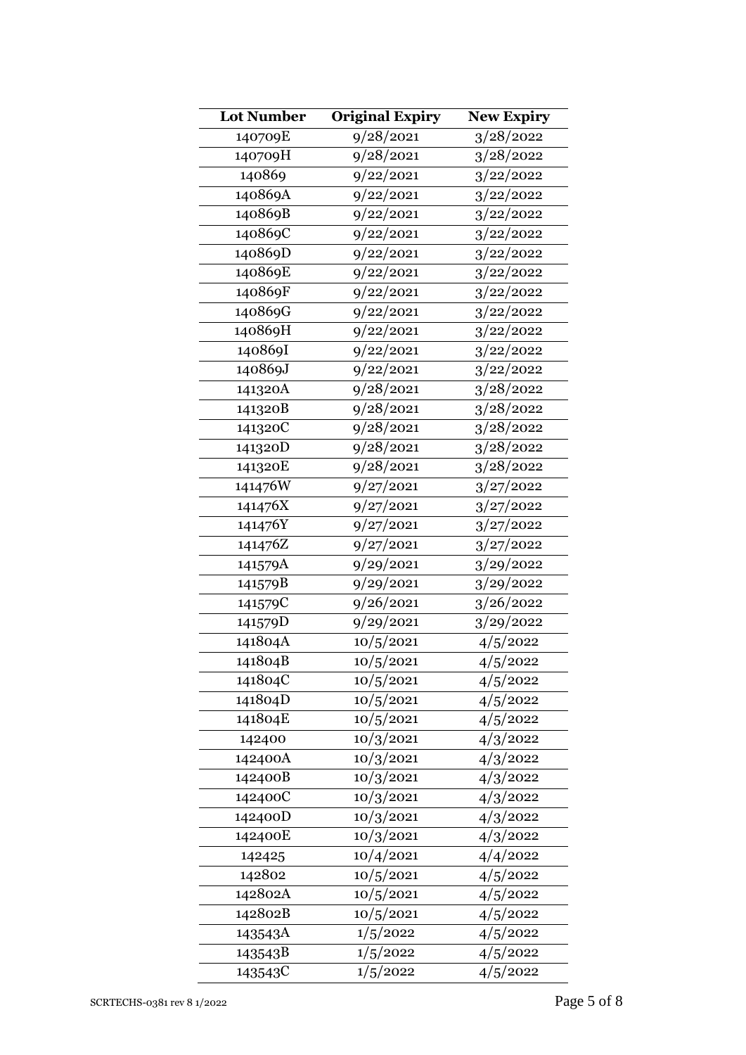| Lot Number | Original Expiry | New Expiry |
|---|---|---|
| 140709E | 9/28/2021 | 3/28/2022 |
| 140709H | 9/28/2021 | 3/28/2022 |
| 140869 | 9/22/2021 | 3/22/2022 |
| 140869A | 9/22/2021 | 3/22/2022 |
| 140869B | 9/22/2021 | 3/22/2022 |
| 140869C | 9/22/2021 | 3/22/2022 |
| 140869D | 9/22/2021 | 3/22/2022 |
| 140869E | 9/22/2021 | 3/22/2022 |
| 140869F | 9/22/2021 | 3/22/2022 |
| 140869G | 9/22/2021 | 3/22/2022 |
| 140869H | 9/22/2021 | 3/22/2022 |
| 140869I | 9/22/2021 | 3/22/2022 |
| 140869J | 9/22/2021 | 3/22/2022 |
| 141320A | 9/28/2021 | 3/28/2022 |
| 141320B | 9/28/2021 | 3/28/2022 |
| 141320C | 9/28/2021 | 3/28/2022 |
| 141320D | 9/28/2021 | 3/28/2022 |
| 141320E | 9/28/2021 | 3/28/2022 |
| 141476W | 9/27/2021 | 3/27/2022 |
| 141476X | 9/27/2021 | 3/27/2022 |
| 141476Y | 9/27/2021 | 3/27/2022 |
| 141476Z | 9/27/2021 | 3/27/2022 |
| 141579A | 9/29/2021 | 3/29/2022 |
| 141579B | 9/29/2021 | 3/29/2022 |
| 141579C | 9/26/2021 | 3/26/2022 |
| 141579D | 9/29/2021 | 3/29/2022 |
| 141804A | 10/5/2021 | 4/5/2022 |
| 141804B | 10/5/2021 | 4/5/2022 |
| 141804C | 10/5/2021 | 4/5/2022 |
| 141804D | 10/5/2021 | 4/5/2022 |
| 141804E | 10/5/2021 | 4/5/2022 |
| 142400 | 10/3/2021 | 4/3/2022 |
| 142400A | 10/3/2021 | 4/3/2022 |
| 142400B | 10/3/2021 | 4/3/2022 |
| 142400C | 10/3/2021 | 4/3/2022 |
| 142400D | 10/3/2021 | 4/3/2022 |
| 142400E | 10/3/2021 | 4/3/2022 |
| 142425 | 10/4/2021 | 4/4/2022 |
| 142802 | 10/5/2021 | 4/5/2022 |
| 142802A | 10/5/2021 | 4/5/2022 |
| 142802B | 10/5/2021 | 4/5/2022 |
| 143543A | 1/5/2022 | 4/5/2022 |
| 143543B | 1/5/2022 | 4/5/2022 |
| 143543C | 1/5/2022 | 4/5/2022 |

SCRTECHS-0381 rev 8 1/2022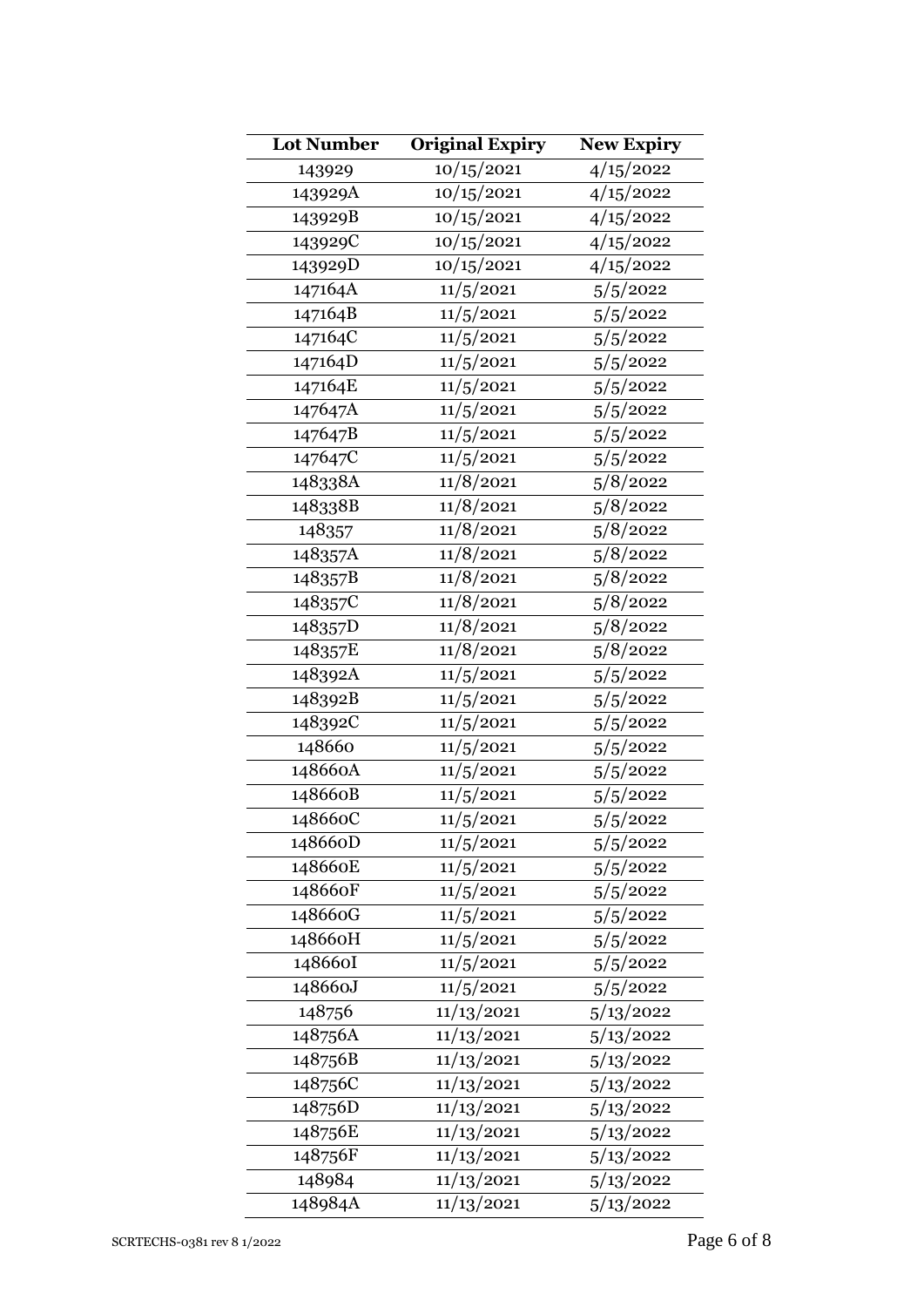| Lot Number | Original Expiry | New Expiry |
|---|---|---|
| 143929 | 10/15/2021 | 4/15/2022 |
| 143929A | 10/15/2021 | 4/15/2022 |
| 143929B | 10/15/2021 | 4/15/2022 |
| 143929C | 10/15/2021 | 4/15/2022 |
| 143929D | 10/15/2021 | 4/15/2022 |
| 147164A | 11/5/2021 | 5/5/2022 |
| 147164B | 11/5/2021 | 5/5/2022 |
| 147164C | 11/5/2021 | 5/5/2022 |
| 147164D | 11/5/2021 | 5/5/2022 |
| 147164E | 11/5/2021 | 5/5/2022 |
| 147647A | 11/5/2021 | 5/5/2022 |
| 147647B | 11/5/2021 | 5/5/2022 |
| 147647C | 11/5/2021 | 5/5/2022 |
| 148338A | 11/8/2021 | 5/8/2022 |
| 148338B | 11/8/2021 | 5/8/2022 |
| 148357 | 11/8/2021 | 5/8/2022 |
| 148357A | 11/8/2021 | 5/8/2022 |
| 148357B | 11/8/2021 | 5/8/2022 |
| 148357C | 11/8/2021 | 5/8/2022 |
| 148357D | 11/8/2021 | 5/8/2022 |
| 148357E | 11/8/2021 | 5/8/2022 |
| 148392A | 11/5/2021 | 5/5/2022 |
| 148392B | 11/5/2021 | 5/5/2022 |
| 148392C | 11/5/2021 | 5/5/2022 |
| 148660 | 11/5/2021 | 5/5/2022 |
| 148660A | 11/5/2021 | 5/5/2022 |
| 148660B | 11/5/2021 | 5/5/2022 |
| 148660C | 11/5/2021 | 5/5/2022 |
| 148660D | 11/5/2021 | 5/5/2022 |
| 148660E | 11/5/2021 | 5/5/2022 |
| 148660F | 11/5/2021 | 5/5/2022 |
| 148660G | 11/5/2021 | 5/5/2022 |
| 148660H | 11/5/2021 | 5/5/2022 |
| 148660I | 11/5/2021 | 5/5/2022 |
| 148660J | 11/5/2021 | 5/5/2022 |
| 148756 | 11/13/2021 | 5/13/2022 |
| 148756A | 11/13/2021 | 5/13/2022 |
| 148756B | 11/13/2021 | 5/13/2022 |
| 148756C | 11/13/2021 | 5/13/2022 |
| 148756D | 11/13/2021 | 5/13/2022 |
| 148756E | 11/13/2021 | 5/13/2022 |
| 148756F | 11/13/2021 | 5/13/2022 |
| 148984 | 11/13/2021 | 5/13/2022 |
| 148984A | 11/13/2021 | 5/13/2022 |

SCRTECHS-0381 rev 8 1/2022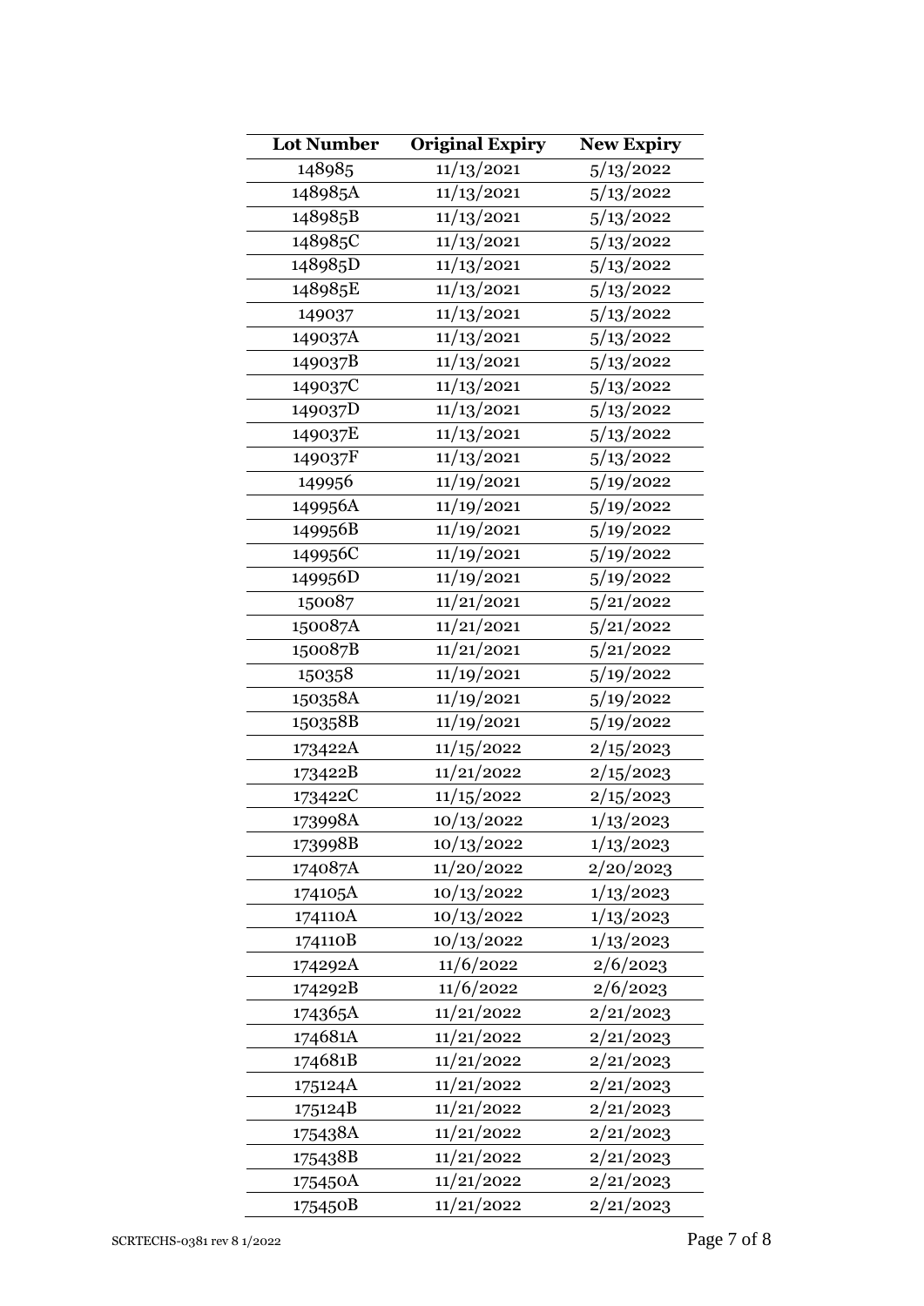| Lot Number | Original Expiry | New Expiry |
|---|---|---|
| 148985 | 11/13/2021 | 5/13/2022 |
| 148985A | 11/13/2021 | 5/13/2022 |
| 148985B | 11/13/2021 | 5/13/2022 |
| 148985C | 11/13/2021 | 5/13/2022 |
| 148985D | 11/13/2021 | 5/13/2022 |
| 148985E | 11/13/2021 | 5/13/2022 |
| 149037 | 11/13/2021 | 5/13/2022 |
| 149037A | 11/13/2021 | 5/13/2022 |
| 149037B | 11/13/2021 | 5/13/2022 |
| 149037C | 11/13/2021 | 5/13/2022 |
| 149037D | 11/13/2021 | 5/13/2022 |
| 149037E | 11/13/2021 | 5/13/2022 |
| 149037F | 11/13/2021 | 5/13/2022 |
| 149956 | 11/19/2021 | 5/19/2022 |
| 149956A | 11/19/2021 | 5/19/2022 |
| 149956B | 11/19/2021 | 5/19/2022 |
| 149956C | 11/19/2021 | 5/19/2022 |
| 149956D | 11/19/2021 | 5/19/2022 |
| 150087 | 11/21/2021 | 5/21/2022 |
| 150087A | 11/21/2021 | 5/21/2022 |
| 150087B | 11/21/2021 | 5/21/2022 |
| 150358 | 11/19/2021 | 5/19/2022 |
| 150358A | 11/19/2021 | 5/19/2022 |
| 150358B | 11/19/2021 | 5/19/2022 |
| 173422A | 11/15/2022 | 2/15/2023 |
| 173422B | 11/21/2022 | 2/15/2023 |
| 173422C | 11/15/2022 | 2/15/2023 |
| 173998A | 10/13/2022 | 1/13/2023 |
| 173998B | 10/13/2022 | 1/13/2023 |
| 174087A | 11/20/2022 | 2/20/2023 |
| 174105A | 10/13/2022 | 1/13/2023 |
| 174110A | 10/13/2022 | 1/13/2023 |
| 174110B | 10/13/2022 | 1/13/2023 |
| 174292A | 11/6/2022 | 2/6/2023 |
| 174292B | 11/6/2022 | 2/6/2023 |
| 174365A | 11/21/2022 | 2/21/2023 |
| 174681A | 11/21/2022 | 2/21/2023 |
| 174681B | 11/21/2022 | 2/21/2023 |
| 175124A | 11/21/2022 | 2/21/2023 |
| 175124B | 11/21/2022 | 2/21/2023 |
| 175438A | 11/21/2022 | 2/21/2023 |
| 175438B | 11/21/2022 | 2/21/2023 |
| 175450A | 11/21/2022 | 2/21/2023 |
| 175450B | 11/21/2022 | 2/21/2023 |

SCRTECHS-0381 rev 8 1/2022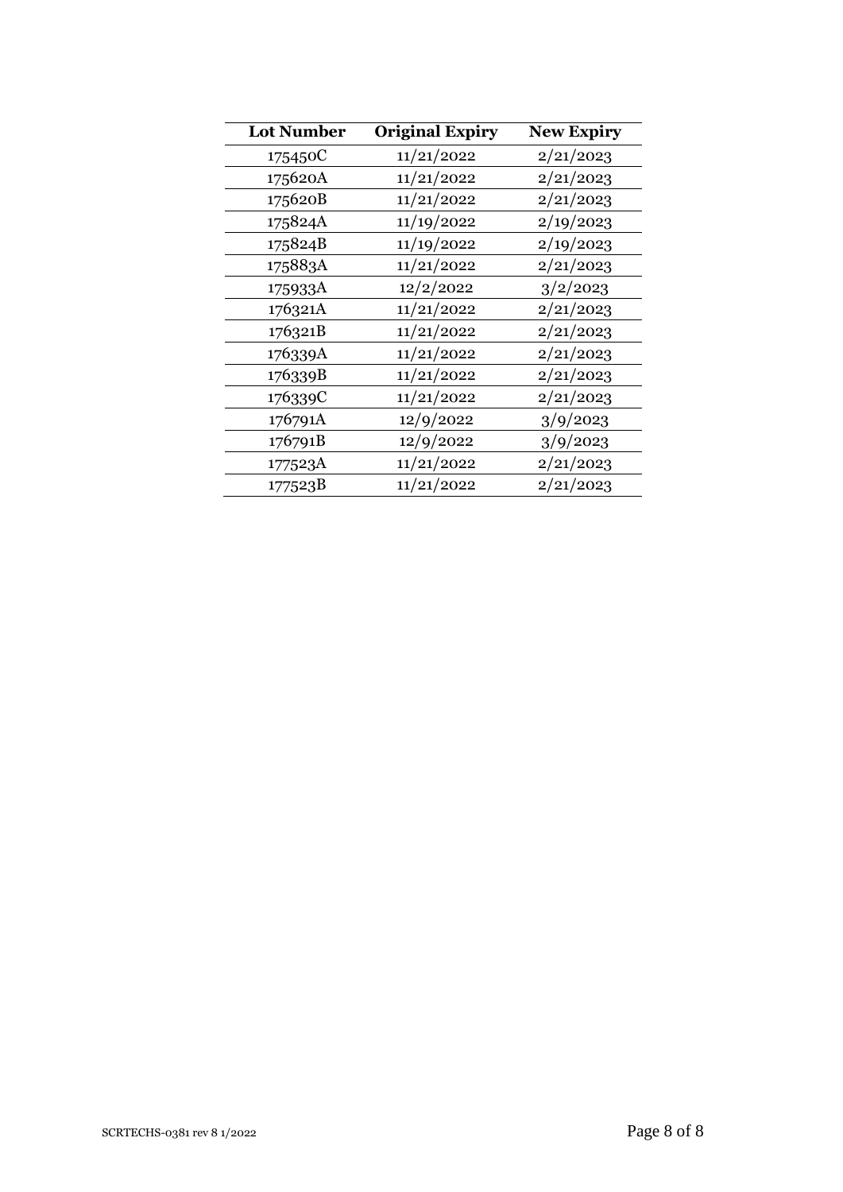| Lot Number | Original Expiry | New Expiry |
| --- | --- | --- |
| 175450C | 11/21/2022 | 2/21/2023 |
| 175620A | 11/21/2022 | 2/21/2023 |
| 175620B | 11/21/2022 | 2/21/2023 |
| 175824A | 11/19/2022 | 2/19/2023 |
| 175824B | 11/19/2022 | 2/19/2023 |
| 175883A | 11/21/2022 | 2/21/2023 |
| 175933A | 12/2/2022 | 3/2/2023 |
| 176321A | 11/21/2022 | 2/21/2023 |
| 176321B | 11/21/2022 | 2/21/2023 |
| 176339A | 11/21/2022 | 2/21/2023 |
| 176339B | 11/21/2022 | 2/21/2023 |
| 176339C | 11/21/2022 | 2/21/2023 |
| 176791A | 12/9/2022 | 3/9/2023 |
| 176791B | 12/9/2022 | 3/9/2023 |
| 177523A | 11/21/2022 | 2/21/2023 |
| 177523B | 11/21/2022 | 2/21/2023 |

SCRTECHS-0381 rev 8 1/2022